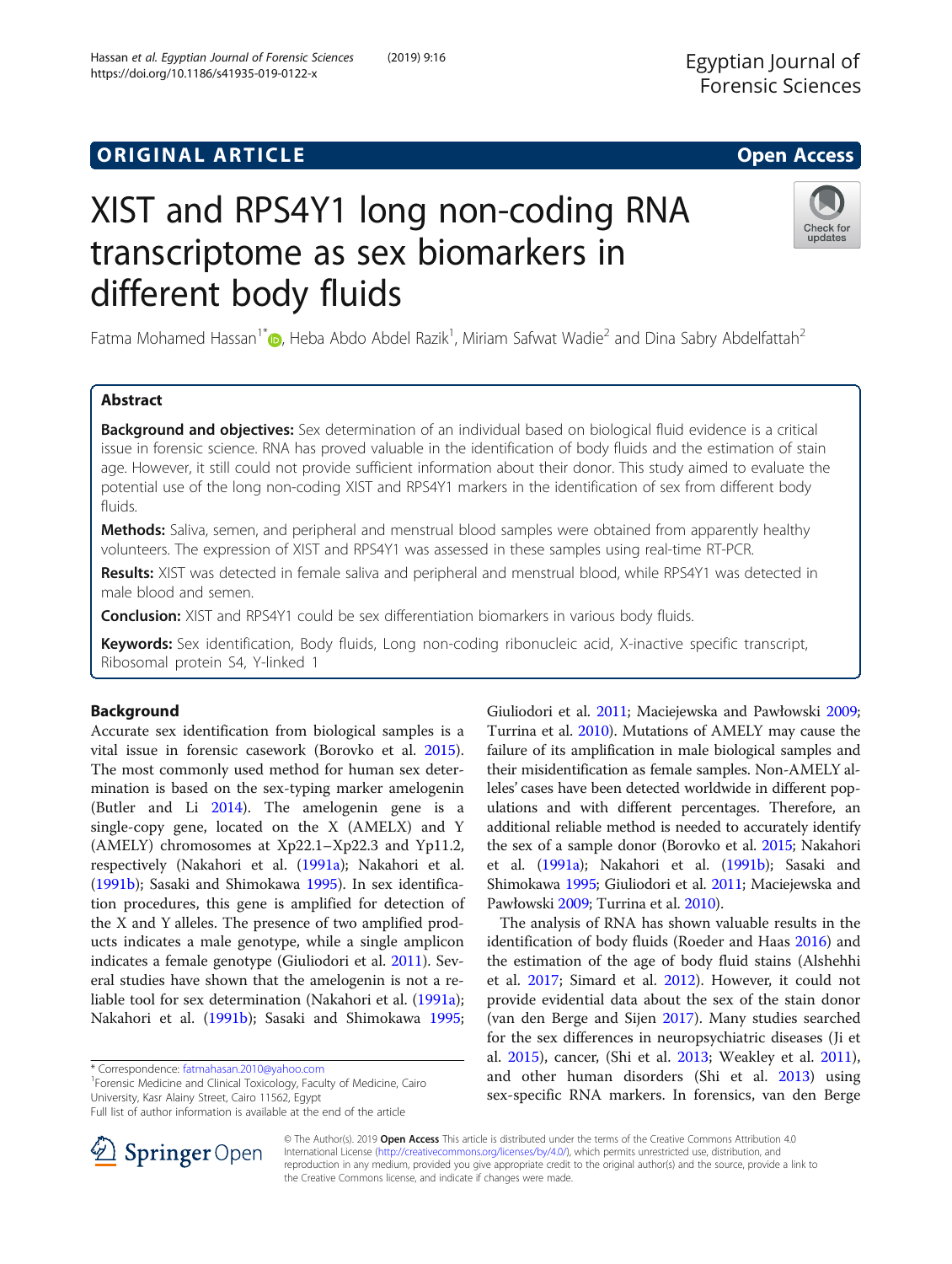# ORIGINAL ARTICLE

**Open Access**

# XIST and RPS4Y1 long non-coding RNA transcriptome as sex biomarkers in different body fluids

Fatma Mohamed Hassan[1*], Heba Abdo Abdel Razik[1], Miriam Safwat Wadie[2] and Dina Sabry Abdelfattah[2]

## Abstract

**Background and objectives:** Sex determination of an individual based on biological fluid evidence is a critical issue in forensic science. RNA has proved valuable in the identification of body fluids and the estimation of stain age. However, it still could not provide sufficient information about their donor. This study aimed to evaluate the potential use of the long non-coding XIST and RPS4Y1 markers in the identification of sex from different body fluids.

**Methods:** Saliva, semen, and peripheral and menstrual blood samples were obtained from apparently healthy volunteers. The expression of XIST and RPS4Y1 was assessed in these samples using real-time RT-PCR.

**Results:** XIST was detected in female saliva and peripheral and menstrual blood, while RPS4Y1 was detected in male blood and semen.

**Conclusion:** XIST and RPS4Y1 could be sex differentiation biomarkers in various body fluids.

**Keywords:** Sex identification, Body fluids, Long non-coding ribonucleic acid, X-inactive specific transcript, Ribosomal protein S4, Y-linked 1

## Background

Accurate sex identification from biological samples is a vital issue in forensic casework (Borovko et al. 2015). The most commonly used method for human sex determination is based on the sex-typing marker amelogenin (Butler and Li 2014). The amelogenin gene is a single-copy gene, located on the X (AMELX) and Y (AMELY) chromosomes at Xp22.1–Xp22.3 and Yp11.2, respectively (Nakahori et al. (1991a); Nakahori et al. (1991b); Sasaki and Shimokawa 1995). In sex identification procedures, this gene is amplified for detection of the X and Y alleles. The presence of two amplified products indicates a male genotype, while a single amplicon indicates a female genotype (Giuliodori et al. 2011). Several studies have shown that the amelogenin is not a reliable tool for sex determination (Nakahori et al. (1991a); Nakahori et al. (1991b); Sasaki and Shimokawa 1995; Giuliodori et al. 2011; Maciejewska and Pawłowski 2009; Turrina et al. 2010). Mutations of AMELY may cause the failure of its amplification in male biological samples and their misidentification as female samples. Non-AMELY alleles' cases have been detected worldwide in different populations and with different percentages. Therefore, an additional reliable method is needed to accurately identify the sex of a sample donor (Borovko et al. 2015; Nakahori et al. (1991a); Nakahori et al. (1991b); Sasaki and Shimokawa 1995; Giuliodori et al. 2011; Maciejewska and Pawłowski 2009; Turrina et al. 2010).

The analysis of RNA has shown valuable results in the identification of body fluids (Roeder and Haas 2016) and the estimation of the age of body fluid stains (Alshehhi et al. 2017; Simard et al. 2012). However, it could not provide evidential data about the sex of the stain donor (van den Berge and Sijen 2017). Many studies searched for the sex differences in neuropsychiatric diseases (Ji et al. 2015), cancer, (Shi et al. 2013; Weakley et al. 2011), and other human disorders (Shi et al. 2013) using sex-specific RNA markers. In forensics, van den Berge

\* Correspondence: fatmahasan.2010@yahoo.com
[1]Forensic Medicine and Clinical Toxicology, Faculty of Medicine, Cairo University, Kasr Alainy Street, Cairo 11562, Egypt
Full list of author information is available at the end of the article

© The Author(s). 2019 **Open Access** This article is distributed under the terms of the Creative Commons Attribution 4.0 International License (http://creativecommons.org/licenses/by/4.0/), which permits unrestricted use, distribution, and reproduction in any medium, provided you give appropriate credit to the original author(s) and the source, provide a link to the Creative Commons license, and indicate if changes were made.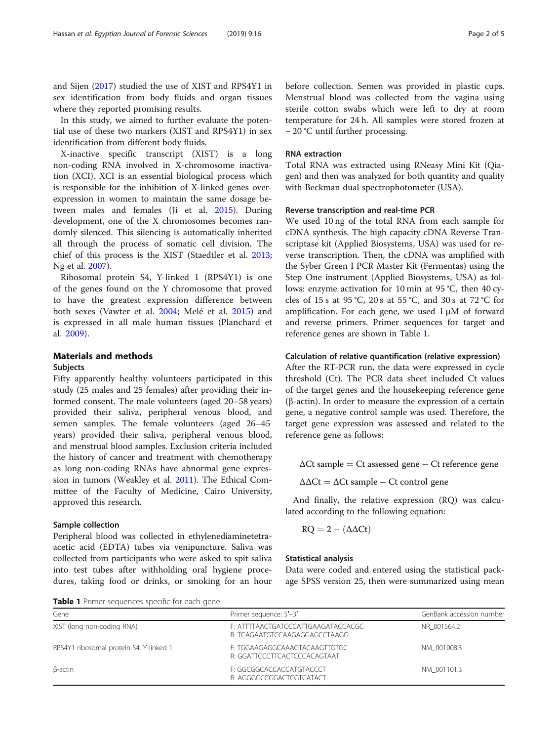and Sijen (2017) studied the use of XIST and RPS4Y1 in sex identification from body fluids and organ tissues where they reported promising results.

In this study, we aimed to further evaluate the potential use of these two markers (XIST and RPS4Y1) in sex identification from different body fluids.

X-inactive specific transcript (XIST) is a long non-coding RNA involved in X-chromosome inactivation (XCI). XCI is an essential biological process which is responsible for the inhibition of X-linked genes overexpression in women to maintain the same dosage between males and females (Ji et al. 2015). During development, one of the X chromosomes becomes randomly silenced. This silencing is automatically inherited all through the process of somatic cell division. The chief of this process is the XIST (Staedtler et al. 2013; Ng et al. 2007).

Ribosomal protein S4, Y-linked 1 (RPS4Y1) is one of the genes found on the Y chromosome that proved to have the greatest expression difference between both sexes (Vawter et al. 2004; Melé et al. 2015) and is expressed in all male human tissues (Planchard et al. 2009).

## Materials and methods

### Subjects

Fifty apparently healthy volunteers participated in this study (25 males and 25 females) after providing their informed consent. The male volunteers (aged 20–58 years) provided their saliva, peripheral venous blood, and semen samples. The female volunteers (aged 26–45 years) provided their saliva, peripheral venous blood, and menstrual blood samples. Exclusion criteria included the history of cancer and treatment with chemotherapy as long non-coding RNAs have abnormal gene expression in tumors (Weakley et al. 2011). The Ethical Committee of the Faculty of Medicine, Cairo University, approved this research.

### Sample collection

Peripheral blood was collected in ethylenediaminetetraacetic acid (EDTA) tubes via venipuncture. Saliva was collected from participants who were asked to spit saliva into test tubes after withholding oral hygiene procedures, taking food or drinks, or smoking for an hour before collection. Semen was provided in plastic cups. Menstrual blood was collected from the vagina using sterile cotton swabs which were left to dry at room temperature for 24 h. All samples were stored frozen at − 20 °C until further processing.

### RNA extraction

Total RNA was extracted using RNeasy Mini Kit (Qiagen) and then was analyzed for both quantity and quality with Beckman dual spectrophotometer (USA).

### Reverse transcription and real-time PCR

We used 10 ng of the total RNA from each sample for cDNA synthesis. The high capacity cDNA Reverse Transcriptase kit (Applied Biosystems, USA) was used for reverse transcription. Then, the cDNA was amplified with the Syber Green I PCR Master Kit (Fermentas) using the Step One instrument (Applied Biosystems, USA) as follows: enzyme activation for 10 min at 95 °C, then 40 cycles of 15 s at 95 °C, 20 s at 55 °C, and 30 s at 72 °C for amplification. For each gene, we used 1 μM of forward and reverse primers. Primer sequences for target and reference genes are shown in Table 1.

### Calculation of relative quantification (relative expression)

After the RT-PCR run, the data were expressed in cycle threshold (Ct). The PCR data sheet included Ct values of the target genes and the housekeeping reference gene (β-actin). In order to measure the expression of a certain gene, a negative control sample was used. Therefore, the target gene expression was assessed and related to the reference gene as follows:

$$\Delta\text{Ct sample} = \text{Ct assessed gene} - \text{Ct reference gene}$$

$$\Delta\Delta\text{Ct} = \Delta\text{Ct sample} - \text{Ct control gene}$$

And finally, the relative expression (RQ) was calculated according to the following equation:

$$\text{RQ} = 2 - (\Delta\Delta\text{Ct})$$

### Statistical analysis

Data were coded and entered using the statistical package SPSS version 25, then were summarized using mean

**Table 1** Primer sequences specific for each gene

| Gene | Primer sequence: 5′–3′ | GenBank accession number |
|---|---|---|
| XIST (long non-coding RNA) | F: ATTTTAACTGATCCCATTGAAGATACCACGC<br>R: TCAGAATGTCCAAGAGGAGCCTAAGG | NR_001564.2 |
| RPS4Y1 ribosomal protein S4, Y-linked 1 | F: TGGAAGAGGCAAAGTACAAGTTGTGC<br>R: GGATTCCCTTCACTCCCACAGTAAT | NM_001008.3 |
| β-actin | F: GGCGGCACCACCATGTACCCT<br>R: AGGGGCCGGACTCGTCATACT | NM_001101.3 |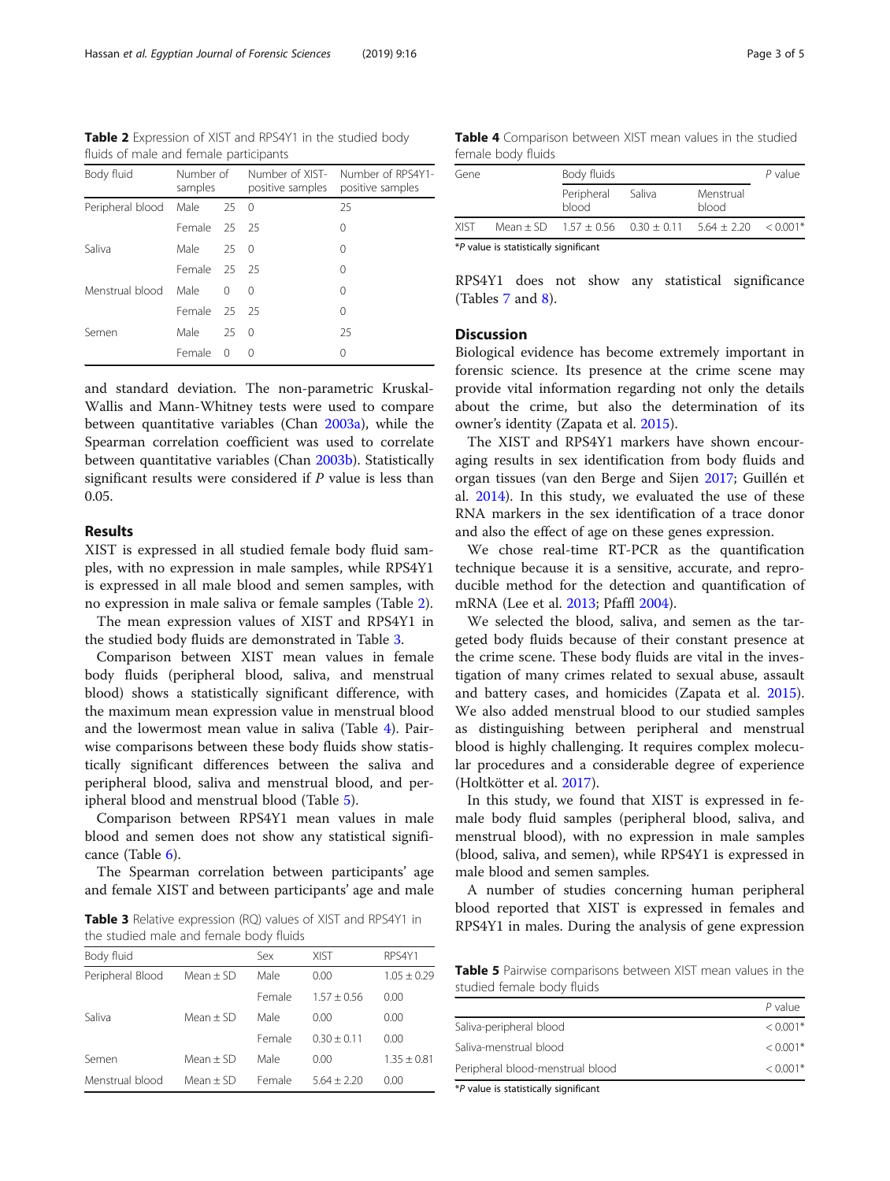**Table 2** Expression of XIST and RPS4Y1 in the studied body fluids of male and female participants

| Body fluid | Number of samples | | Number of XIST-positive samples | Number of RPS4Y1-positive samples |
|---|---|---|---|---|
| Peripheral blood | Male | 25 | 0 | 25 |
| | Female | 25 | 25 | 0 |
| Saliva | Male | 25 | 0 | 0 |
| | Female | 25 | 25 | 0 |
| Menstrual blood | Male | 0 | 0 | 0 |
| | Female | 25 | 25 | 0 |
| Semen | Male | 25 | 0 | 25 |
| | Female | 0 | 0 | 0 |

and standard deviation. The non-parametric Kruskal-Wallis and Mann-Whitney tests were used to compare between quantitative variables (Chan 2003a), while the Spearman correlation coefficient was used to correlate between quantitative variables (Chan 2003b). Statistically significant results were considered if *P* value is less than 0.05.

## Results

XIST is expressed in all studied female body fluid samples, with no expression in male samples, while RPS4Y1 is expressed in all male blood and semen samples, with no expression in male saliva or female samples (Table 2).

The mean expression values of XIST and RPS4Y1 in the studied body fluids are demonstrated in Table 3.

Comparison between XIST mean values in female body fluids (peripheral blood, saliva, and menstrual blood) shows a statistically significant difference, with the maximum mean expression value in menstrual blood and the lowermost mean value in saliva (Table 4). Pairwise comparisons between these body fluids show statistically significant differences between the saliva and peripheral blood, saliva and menstrual blood, and peripheral blood and menstrual blood (Table 5).

Comparison between RPS4Y1 mean values in male blood and semen does not show any statistical significance (Table 6).

The Spearman correlation between participants' age and female XIST and between participants' age and male

**Table 3** Relative expression (RQ) values of XIST and RPS4Y1 in the studied male and female body fluids

| Body fluid | | Sex | XIST | RPS4Y1 |
|---|---|---|---|---|
| Peripheral Blood | Mean ± SD | Male | 0.00 | 1.05 ± 0.29 |
| | | Female | 1.57 ± 0.56 | 0.00 |
| Saliva | Mean ± SD | Male | 0.00 | 0.00 |
| | | Female | 0.30 ± 0.11 | 0.00 |
| Semen | Mean ± SD | Male | 0.00 | 1.35 ± 0.81 |
| Menstrual blood | Mean ± SD | Female | 5.64 ± 2.20 | 0.00 |

**Table 4** Comparison between XIST mean values in the studied female body fluids

| Gene | | Body fluids | | | *P* value |
|---|---|---|---|---|---|
| | | Peripheral blood | Saliva | Menstrual blood | |
| XIST | Mean ± SD | 1.57 ± 0.56 | 0.30 ± 0.11 | 5.64 ± 2.20 | < 0.001* |

*\*P value is statistically significant*

RPS4Y1 does not show any statistical significance (Tables 7 and 8).

## Discussion

Biological evidence has become extremely important in forensic science. Its presence at the crime scene may provide vital information regarding not only the details about the crime, but also the determination of its owner's identity (Zapata et al. 2015).

The XIST and RPS4Y1 markers have shown encouraging results in sex identification from body fluids and organ tissues (van den Berge and Sijen 2017; Guillén et al. 2014). In this study, we evaluated the use of these RNA markers in the sex identification of a trace donor and also the effect of age on these genes expression.

We chose real-time RT-PCR as the quantification technique because it is a sensitive, accurate, and reproducible method for the detection and quantification of mRNA (Lee et al. 2013; Pfaffl 2004).

We selected the blood, saliva, and semen as the targeted body fluids because of their constant presence at the crime scene. These body fluids are vital in the investigation of many crimes related to sexual abuse, assault and battery cases, and homicides (Zapata et al. 2015). We also added menstrual blood to our studied samples as distinguishing between peripheral and menstrual blood is highly challenging. It requires complex molecular procedures and a considerable degree of experience (Holtkötter et al. 2017).

In this study, we found that XIST is expressed in female body fluid samples (peripheral blood, saliva, and menstrual blood), with no expression in male samples (blood, saliva, and semen), while RPS4Y1 is expressed in male blood and semen samples.

A number of studies concerning human peripheral blood reported that XIST is expressed in females and RPS4Y1 in males. During the analysis of gene expression

**Table 5** Pairwise comparisons between XIST mean values in the studied female body fluids

| | *P* value |
|---|---|
| Saliva-peripheral blood | < 0.001* |
| Saliva-menstrual blood | < 0.001* |
| Peripheral blood-menstrual blood | < 0.001* |

*\*P value is statistically significant*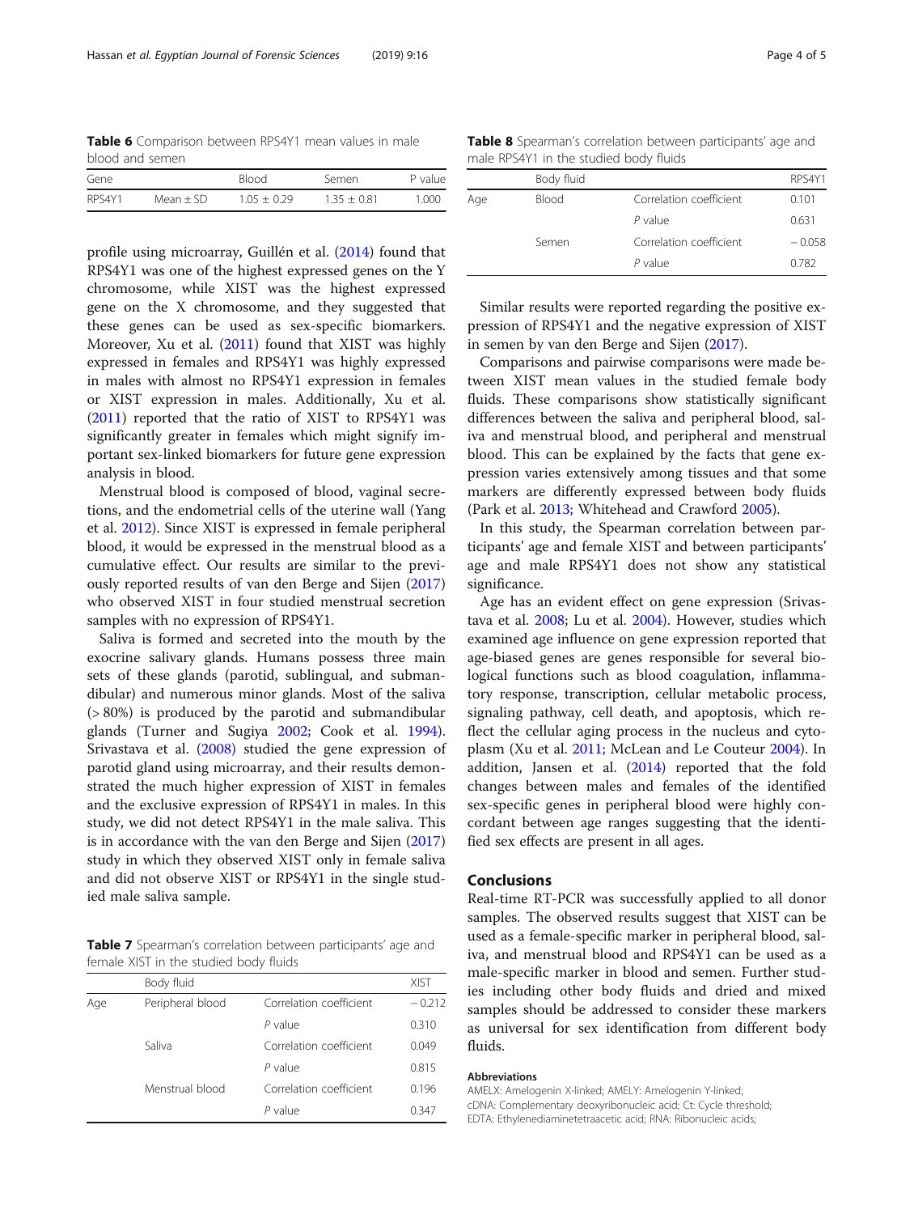**Table 6** Comparison between RPS4Y1 mean values in male blood and semen

| Gene | | Blood | Semen | P value |
|---|---|---|---|---|
| RPS4Y1 | Mean ± SD | 1.05 ± 0.29 | 1.35 ± 0.81 | 1.000 |

profile using microarray, Guillén et al. (2014) found that RPS4Y1 was one of the highest expressed genes on the Y chromosome, while XIST was the highest expressed gene on the X chromosome, and they suggested that these genes can be used as sex-specific biomarkers. Moreover, Xu et al. (2011) found that XIST was highly expressed in females and RPS4Y1 was highly expressed in males with almost no RPS4Y1 expression in females or XIST expression in males. Additionally, Xu et al. (2011) reported that the ratio of XIST to RPS4Y1 was significantly greater in females which might signify important sex-linked biomarkers for future gene expression analysis in blood.

Menstrual blood is composed of blood, vaginal secretions, and the endometrial cells of the uterine wall (Yang et al. 2012). Since XIST is expressed in female peripheral blood, it would be expressed in the menstrual blood as a cumulative effect. Our results are similar to the previously reported results of van den Berge and Sijen (2017) who observed XIST in four studied menstrual secretion samples with no expression of RPS4Y1.

Saliva is formed and secreted into the mouth by the exocrine salivary glands. Humans possess three main sets of these glands (parotid, sublingual, and submandibular) and numerous minor glands. Most of the saliva (> 80%) is produced by the parotid and submandibular glands (Turner and Sugiya 2002; Cook et al. 1994). Srivastava et al. (2008) studied the gene expression of parotid gland using microarray, and their results demonstrated the much higher expression of XIST in females and the exclusive expression of RPS4Y1 in males. In this study, we did not detect RPS4Y1 in the male saliva. This is in accordance with the van den Berge and Sijen (2017) study in which they observed XIST only in female saliva and did not observe XIST or RPS4Y1 in the single studied male saliva sample.

**Table 7** Spearman's correlation between participants' age and female XIST in the studied body fluids

| | Body fluid | | XIST |
|---|---|---|---|
| Age | Peripheral blood | Correlation coefficient | − 0.212 |
| | | *P* value | 0.310 |
| | Saliva | Correlation coefficient | 0.049 |
| | | *P* value | 0.815 |
| | Menstrual blood | Correlation coefficient | 0.196 |
| | | *P* value | 0.347 |

**Table 8** Spearman's correlation between participants' age and male RPS4Y1 in the studied body fluids

| | Body fluid | | RPS4Y1 |
|---|---|---|---|
| Age | Blood | Correlation coefficient | 0.101 |
| | | *P* value | 0.631 |
| | Semen | Correlation coefficient | − 0.058 |
| | | *P* value | 0.782 |

Similar results were reported regarding the positive expression of RPS4Y1 and the negative expression of XIST in semen by van den Berge and Sijen (2017).

Comparisons and pairwise comparisons were made between XIST mean values in the studied female body fluids. These comparisons show statistically significant differences between the saliva and peripheral blood, saliva and menstrual blood, and peripheral and menstrual blood. This can be explained by the facts that gene expression varies extensively among tissues and that some markers are differently expressed between body fluids (Park et al. 2013; Whitehead and Crawford 2005).

In this study, the Spearman correlation between participants' age and female XIST and between participants' age and male RPS4Y1 does not show any statistical significance.

Age has an evident effect on gene expression (Srivastava et al. 2008; Lu et al. 2004). However, studies which examined age influence on gene expression reported that age-biased genes are genes responsible for several biological functions such as blood coagulation, inflammatory response, transcription, cellular metabolic process, signaling pathway, cell death, and apoptosis, which reflect the cellular aging process in the nucleus and cytoplasm (Xu et al. 2011; McLean and Le Couteur 2004). In addition, Jansen et al. (2014) reported that the fold changes between males and females of the identified sex-specific genes in peripheral blood were highly concordant between age ranges suggesting that the identified sex effects are present in all ages.

## Conclusions

Real-time RT-PCR was successfully applied to all donor samples. The observed results suggest that XIST can be used as a female-specific marker in peripheral blood, saliva, and menstrual blood and RPS4Y1 can be used as a male-specific marker in blood and semen. Further studies including other body fluids and dried and mixed samples should be addressed to consider these markers as universal for sex identification from different body fluids.

#### Abbreviations

AMELX: Amelogenin X-linked; AMELY: Amelogenin Y-linked; cDNA: Complementary deoxyribonucleic acid; Ct: Cycle threshold; EDTA: Ethylenediaminetetraacetic acid; RNA: Ribonucleic acids;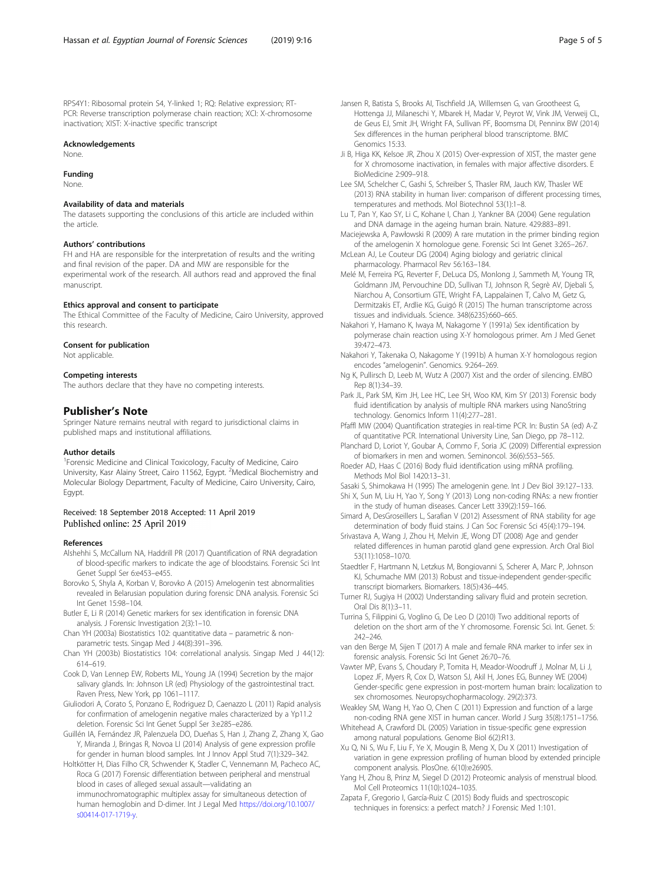RPS4Y1: Ribosomal protein S4, Y-linked 1; RQ: Relative expression; RT-PCR: Reverse transcription polymerase chain reaction; XCI: X-chromosome inactivation; XIST: X-inactive specific transcript

#### Acknowledgements
None.

#### Funding
None.

#### Availability of data and materials
The datasets supporting the conclusions of this article are included within the article.

#### Authors' contributions
FH and HA are responsible for the interpretation of results and the writing and final revision of the paper. DA and MW are responsible for the experimental work of the research. All authors read and approved the final manuscript.

#### Ethics approval and consent to participate
The Ethical Committee of the Faculty of Medicine, Cairo University, approved this research.

#### Consent for publication
Not applicable.

#### Competing interests
The authors declare that they have no competing interests.

## Publisher's Note
Springer Nature remains neutral with regard to jurisdictional claims in published maps and institutional affiliations.

#### Author details
[1]Forensic Medicine and Clinical Toxicology, Faculty of Medicine, Cairo University, Kasr Alainy Street, Cairo 11562, Egypt. [2]Medical Biochemistry and Molecular Biology Department, Faculty of Medicine, Cairo University, Cairo, Egypt.

Received: 18 September 2018 Accepted: 11 April 2019
Published online: 25 April 2019

#### References
- Alshehhi S, McCallum NA, Haddrill PR (2017) Quantification of RNA degradation of blood-specific markers to indicate the age of bloodstains. Forensic Sci Int Genet Suppl Ser 6:e453–e455.
- Borovko S, Shyla A, Korban V, Borovko A (2015) Amelogenin test abnormalities revealed in Belarusian population during forensic DNA analysis. Forensic Sci Int Genet 15:98–104.
- Butler E, Li R (2014) Genetic markers for sex identification in forensic DNA analysis. J Forensic Investigation 2(3):1–10.
- Chan YH (2003a) Biostatistics 102: quantitative data – parametric & non-parametric tests. Singap Med J 44(8):391–396.
- Chan YH (2003b) Biostatistics 104: correlational analysis. Singap Med J 44(12): 614–619.
- Cook D, Van Lennep EW, Roberts ML, Young JA (1994) Secretion by the major salivary glands. In: Johnson LR (ed) Physiology of the gastrointestinal tract. Raven Press, New York, pp 1061–1117.
- Giuliodori A, Corato S, Ponzano E, Rodriguez D, Caenazzo L (2011) Rapid analysis for confirmation of amelogenin negative males characterized by a Yp11.2 deletion. Forensic Sci Int Genet Suppl Ser 3:e285–e286.
- Guillén IA, Fernández JR, Palenzuela DO, Dueñas S, Han J, Zhang Z, Zhang X, Gao Y, Miranda J, Bringas R, Novoa LI (2014) Analysis of gene expression profile for gender in human blood samples. Int J Innov Appl Stud 7(1):329–342.
- Holtkötter H, Dias Filho CR, Schwender K, Stadler C, Vennemann M, Pacheco AC, Roca G (2017) Forensic differentiation between peripheral and menstrual blood in cases of alleged sexual assault—validating an immunochromatographic multiplex assay for simultaneous detection of human hemoglobin and D-dimer. Int J Legal Med https://doi.org/10.1007/s00414-017-1719-y.
- Jansen R, Batista S, Brooks AI, Tischfield JA, Willemsen G, van Grootheest G, Hottenga JJ, Milaneschi Y, Mbarek H, Madar V, Peyrot W, Vink JM, Verweij CL, de Geus EJ, Smit JH, Wright FA, Sullivan PF, Boomsma DI, Penninx BW (2014) Sex differences in the human peripheral blood transcriptome. BMC Genomics 15:33.
- Ji B, Higa KK, Kelsoe JR, Zhou X (2015) Over-expression of XIST, the master gene for X chromosome inactivation, in females with major affective disorders. E BioMedicine 2:909–918.
- Lee SM, Schelcher C, Gashi S, Schreiber S, Thasler RM, Jauch KW, Thasler WE (2013) RNA stability in human liver: comparison of different processing times, temperatures and methods. Mol Biotechnol 53(1):1–8.
- Lu T, Pan Y, Kao SY, Li C, Kohane I, Chan J, Yankner BA (2004) Gene regulation and DNA damage in the ageing human brain. Nature. 429:883–891.
- Maciejewska A, Pawłowski R (2009) A rare mutation in the primer binding region of the amelogenin X homologue gene. Forensic Sci Int Genet 3:265–267.
- McLean AJ, Le Couteur DG (2004) Aging biology and geriatric clinical pharmacology. Pharmacol Rev 56:163–184.
- Melé M, Ferreira PG, Reverter F, DeLuca DS, Monlong J, Sammeth M, Young TR, Goldmann JM, Pervouchine DD, Sullivan TJ, Johnson R, Segrè AV, Djebali S, Niarchou A, Consortium GTE, Wright FA, Lappalainen T, Calvo M, Getz G, Dermitzakis ET, Ardlie KG, Guigó R (2015) The human transcriptome across tissues and individuals. Science. 348(6235):660–665.
- Nakahori Y, Hamano K, Iwaya M, Nakagome Y (1991a) Sex identification by polymerase chain reaction using X-Y homologous primer. Am J Med Genet 39:472–473.
- Nakahori Y, Takenaka O, Nakagome Y (1991b) A human X-Y homologous region encodes "amelogenin". Genomics. 9:264–269.
- Ng K, Pullirsch D, Leeb M, Wutz A (2007) Xist and the order of silencing. EMBO Rep 8(1):34–39.
- Park JL, Park SM, Kim JH, Lee HC, Lee SH, Woo KM, Kim SY (2013) Forensic body fluid identification by analysis of multiple RNA markers using NanoString technology. Genomics Inform 11(4):277–281.
- Pfaffl MW (2004) Quantification strategies in real-time PCR. In: Bustin SA (ed) A-Z of quantitative PCR. International University Line, San Diego, pp 78–112.
- Planchard D, Loriot Y, Goubar A, Commo F, Soria JC (2009) Differential expression of biomarkers in men and women. Seminoncol. 36(6):553–565.
- Roeder AD, Haas C (2016) Body fluid identification using mRNA profiling. Methods Mol Biol 1420:13–31.
- Sasaki S, Shimokawa H (1995) The amelogenin gene. Int J Dev Biol 39:127–133.
- Shi X, Sun M, Liu H, Yao Y, Song Y (2013) Long non-coding RNAs: a new frontier in the study of human diseases. Cancer Lett 339(2):159–166.
- Simard A, DesGroseilliers L, Sarafian V (2012) Assessment of RNA stability for age determination of body fluid stains. J Can Soc Forensic Sci 45(4):179–194.
- Srivastava A, Wang J, Zhou H, Melvin JE, Wong DT (2008) Age and gender related differences in human parotid gland gene expression. Arch Oral Biol 53(11):1058–1070.
- Staedtler F, Hartmann N, Letzkus M, Bongiovanni S, Scherer A, Marc P, Johnson KJ, Schumache MM (2013) Robust and tissue-independent gender-specific transcript biomarkers. Biomarkers. 18(5):436–445.
- Turner RJ, Sugiya H (2002) Understanding salivary fluid and protein secretion. Oral Dis 8(1):3–11.
- Turrina S, Filippini G, Voglino G, De Leo D (2010) Two additional reports of deletion on the short arm of the Y chromosome. Forensic Sci. Int. Genet. 5: 242–246.
- van den Berge M, Sijen T (2017) A male and female RNA marker to infer sex in forensic analysis. Forensic Sci Int Genet 26:70–76.
- Vawter MP, Evans S, Choudary P, Tomita H, Meador-Woodruff J, Molnar M, Li J, Lopez JF, Myers R, Cox D, Watson SJ, Akil H, Jones EG, Bunney WE (2004) Gender-specific gene expression in post-mortem human brain: localization to sex chromosomes. Neuropsychopharmacology. 29(2):373.
- Weakley SM, Wang H, Yao O, Chen C (2011) Expression and function of a large non-coding RNA gene XIST in human cancer. World J Surg 35(8):1751–1756.
- Whitehead A, Crawford DL (2005) Variation in tissue-specific gene expression among natural populations. Genome Biol 6(2):R13.
- Xu Q, Ni S, Wu F, Liu F, Ye X, Mougin B, Meng X, Du X (2011) Investigation of variation in gene expression profiling of human blood by extended principle component analysis. PlosOne. 6(10):e26905.
- Yang H, Zhou B, Prinz M, Siegel D (2012) Proteomic analysis of menstrual blood. Mol Cell Proteomics 11(10):1024–1035.
- Zapata F, Gregorio I, García-Ruiz C (2015) Body fluids and spectroscopic techniques in forensics: a perfect match? J Forensic Med 1:101.